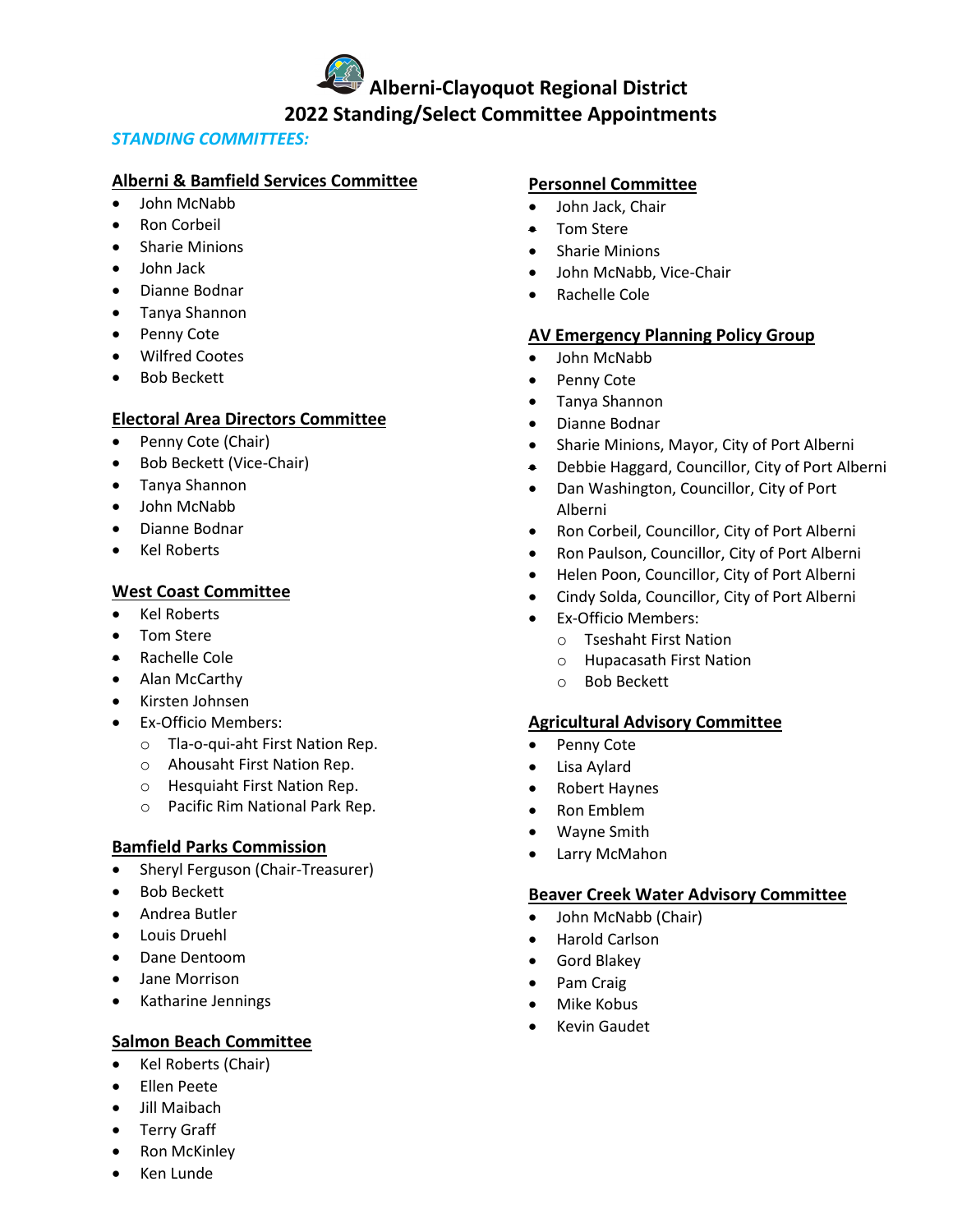# Alberni-Clayoquot Regional District
## 2022 Standing/Select Committee Appointments

*STANDING COMMITTEES:*

### Alberni & Bamfield Services Committee

- John McNabb
- Ron Corbeil
- Sharie Minions
- John Jack
- Dianne Bodnar
- Tanya Shannon
- Penny Cote
- Wilfred Cootes
- Bob Beckett

### Electoral Area Directors Committee

- Penny Cote (Chair)
- Bob Beckett (Vice-Chair)
- Tanya Shannon
- John McNabb
- Dianne Bodnar
- Kel Roberts

### West Coast Committee

- Kel Roberts
- Tom Stere
- Rachelle Cole
- Alan McCarthy
- Kirsten Johnsen
- Ex-Officio Members:
  - Tla-o-qui-aht First Nation Rep.
  - Ahousaht First Nation Rep.
  - Hesquiaht First Nation Rep.
  - Pacific Rim National Park Rep.

### Bamfield Parks Commission

- Sheryl Ferguson (Chair-Treasurer)
- Bob Beckett
- Andrea Butler
- Louis Druehl
- Dane Dentoom
- Jane Morrison
- Katharine Jennings

### Salmon Beach Committee

- Kel Roberts (Chair)
- Ellen Peete
- Jill Maibach
- Terry Graff
- Ron McKinley
- Ken Lunde

### Personnel Committee

- John Jack, Chair
- Tom Stere
- Sharie Minions
- John McNabb, Vice-Chair
- Rachelle Cole

### AV Emergency Planning Policy Group

- John McNabb
- Penny Cote
- Tanya Shannon
- Dianne Bodnar
- Sharie Minions, Mayor, City of Port Alberni
- Debbie Haggard, Councillor, City of Port Alberni
- Dan Washington, Councillor, City of Port Alberni
- Ron Corbeil, Councillor, City of Port Alberni
- Ron Paulson, Councillor, City of Port Alberni
- Helen Poon, Councillor, City of Port Alberni
- Cindy Solda, Councillor, City of Port Alberni
- Ex-Officio Members:
  - Tseshaht First Nation
  - Hupacasath First Nation
  - Bob Beckett

### Agricultural Advisory Committee

- Penny Cote
- Lisa Aylard
- Robert Haynes
- Ron Emblem
- Wayne Smith
- Larry McMahon

### Beaver Creek Water Advisory Committee

- John McNabb (Chair)
- Harold Carlson
- Gord Blakey
- Pam Craig
- Mike Kobus
- Kevin Gaudet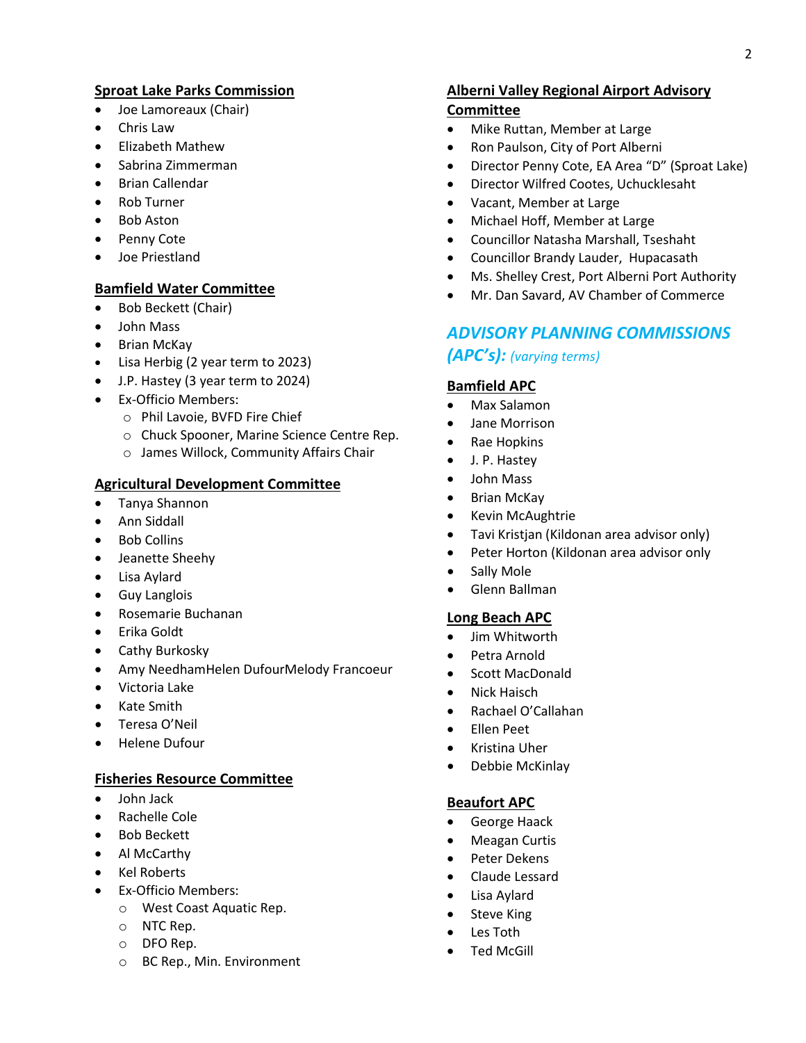**Sproat Lake Parks Commission**

- Joe Lamoreaux (Chair)
- Chris Law
- Elizabeth Mathew
- Sabrina Zimmerman
- Brian Callendar
- Rob Turner
- Bob Aston
- Penny Cote
- Joe Priestland

**Bamfield Water Committee**

- Bob Beckett (Chair)
- John Mass
- Brian McKay
- Lisa Herbig (2 year term to 2023)
- J.P. Hastey (3 year term to 2024)
- Ex-Officio Members:
  - Phil Lavoie, BVFD Fire Chief
  - Chuck Spooner, Marine Science Centre Rep.
  - James Willock, Community Affairs Chair

**Agricultural Development Committee**

- Tanya Shannon
- Ann Siddall
- Bob Collins
- Jeanette Sheehy
- Lisa Aylard
- Guy Langlois
- Rosemarie Buchanan
- Erika Goldt
- Cathy Burkosky
- Amy NeedhamHelen DufourMelody Francoeur
- Victoria Lake
- Kate Smith
- Teresa O'Neil
- Helene Dufour

**Fisheries Resource Committee**

- John Jack
- Rachelle Cole
- Bob Beckett
- Al McCarthy
- Kel Roberts
- Ex-Officio Members:
  - West Coast Aquatic Rep.
  - NTC Rep.
  - DFO Rep.
  - BC Rep., Min. Environment

**Alberni Valley Regional Airport Advisory Committee**

- Mike Ruttan, Member at Large
- Ron Paulson, City of Port Alberni
- Director Penny Cote, EA Area "D" (Sproat Lake)
- Director Wilfred Cootes, Uchucklesaht
- Vacant, Member at Large
- Michael Hoff, Member at Large
- Councillor Natasha Marshall, Tseshaht
- Councillor Brandy Lauder, Hupacasath
- Ms. Shelley Crest, Port Alberni Port Authority
- Mr. Dan Savard, AV Chamber of Commerce

## *ADVISORY PLANNING COMMISSIONS (APC's): (varying terms)*

**Bamfield APC**

- Max Salamon
- Jane Morrison
- Rae Hopkins
- J. P. Hastey
- John Mass
- Brian McKay
- Kevin McAughtrie
- Tavi Kristjan (Kildonan area advisor only)
- Peter Horton (Kildonan area advisor only
- Sally Mole
- Glenn Ballman

**Long Beach APC**

- Jim Whitworth
- Petra Arnold
- Scott MacDonald
- Nick Haisch
- Rachael O'Callahan
- Ellen Peet
- Kristina Uher
- Debbie McKinlay

**Beaufort APC**

- George Haack
- Meagan Curtis
- Peter Dekens
- Claude Lessard
- Lisa Aylard
- Steve King
- Les Toth
- Ted McGill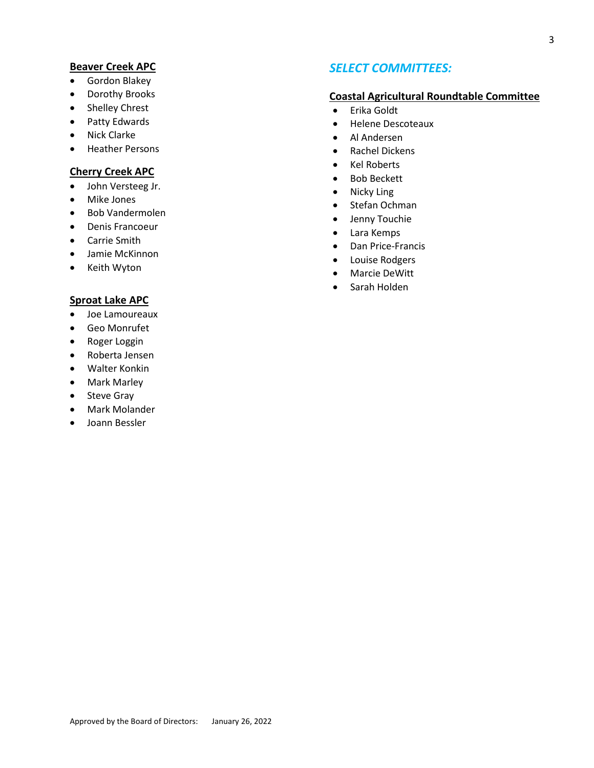**Beaver Creek APC**

- Gordon Blakey
- Dorothy Brooks
- Shelley Chrest
- Patty Edwards
- Nick Clarke
- Heather Persons

**Cherry Creek APC**

- John Versteeg Jr.
- Mike Jones
- Bob Vandermolen
- Denis Francoeur
- Carrie Smith
- Jamie McKinnon
- Keith Wyton

**Sproat Lake APC**

- Joe Lamoureaux
- Geo Monrufet
- Roger Loggin
- Roberta Jensen
- Walter Konkin
- Mark Marley
- Steve Gray
- Mark Molander
- Joann Bessler

## *SELECT COMMITTEES:*

**Coastal Agricultural Roundtable Committee**

- Erika Goldt
- Helene Descoteaux
- Al Andersen
- Rachel Dickens
- Kel Roberts
- Bob Beckett
- Nicky Ling
- Stefan Ochman
- Jenny Touchie
- Lara Kemps
- Dan Price-Francis
- Louise Rodgers
- Marcie DeWitt
- Sarah Holden

Approved by the Board of Directors: January 26, 2022